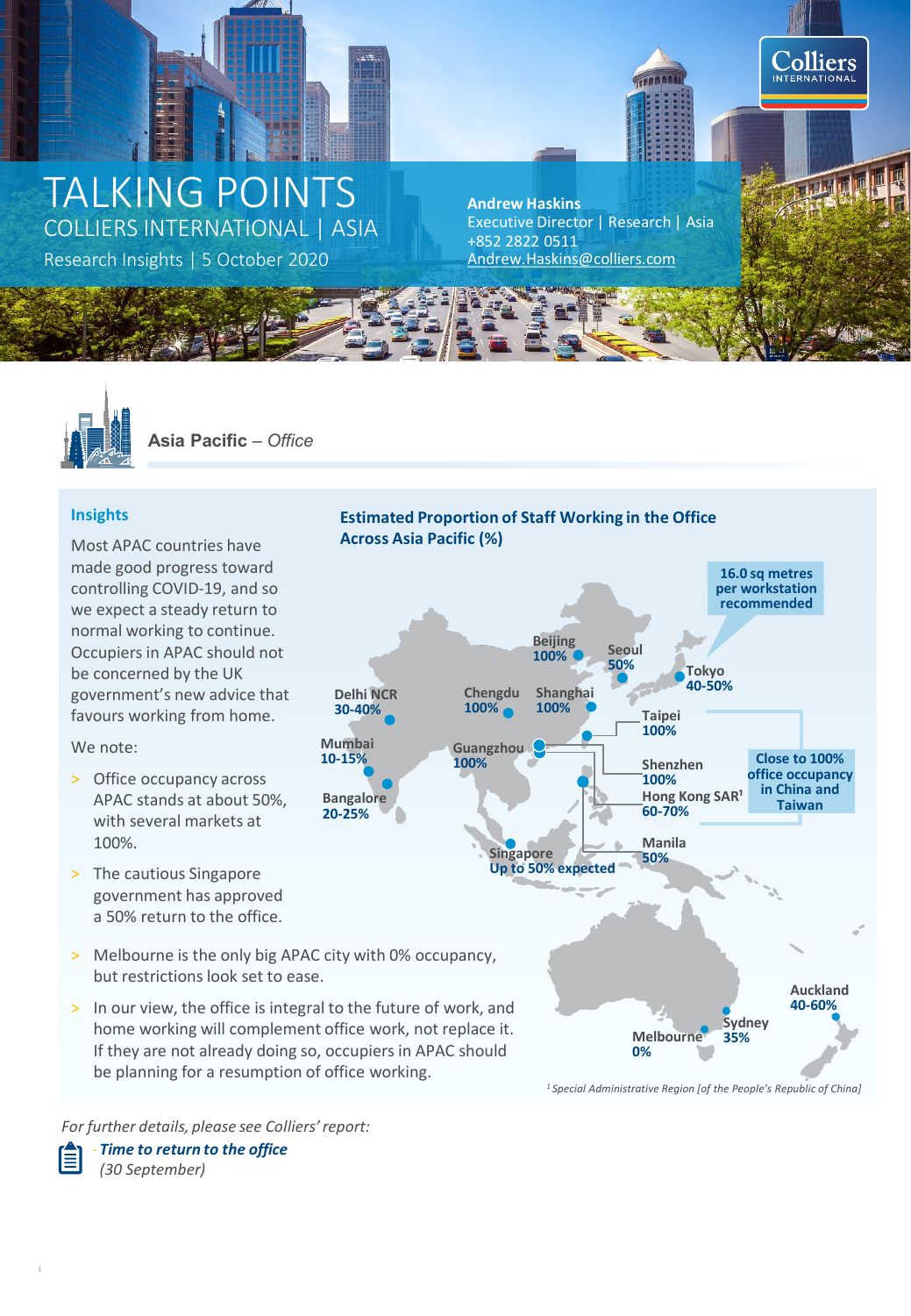# TALKING POINTS

COLLIERS INTERNATIONAL | ASIA

Research Insights | 5 October 2020

**Andrew Haskins**
Executive Director | Research | Asia
+852 2822 0511
Andrew.Haskins@colliers.com

## Asia Pacific – *Office*

### Insights

Most APAC countries have made good progress toward controlling COVID-19, and so we expect a steady return to normal working to continue. Occupiers in APAC should not be concerned by the UK government's new advice that favours working from home.

We note:

- Office occupancy across APAC stands at about 50%, with several markets at 100%.
- The cautious Singapore government has approved a 50% return to the office.
- Melbourne is the only big APAC city with 0% occupancy, but restrictions look set to ease.
- In our view, the office is integral to the future of work, and home working will complement office work, not replace it. If they are not already doing so, occupiers in APAC should be planning for a resumption of office working.

### Estimated Proportion of Staff Working in the Office Across Asia Pacific (%)

| City | Proportion |
| --- | --- |
| Beijing | 100% |
| Seoul | 50% |
| Tokyo | 40-50% |
| Delhi NCR | 30-40% |
| Chengdu | 100% |
| Shanghai | 100% |
| Taipei | 100% |
| Mumbai | 10-15% |
| Guangzhou | 100% |
| Shenzhen | 100% |
| Hong Kong SAR[1] | 60-70% |
| Bangalore | 20-25% |
| Manila | 50% |
| Singapore | Up to 50% expected |
| Auckland | 40-60% |
| Sydney | 35% |
| Melbourne | 0% |

Tokyo: 16.0 sq metres per workstation recommended

Close to 100% office occupancy in China and Taiwan

[1] *Special Administrative Region [of the People's Republic of China]*

*For further details, please see Colliers' report:*

- ***Time to return to the office*** *(30 September)*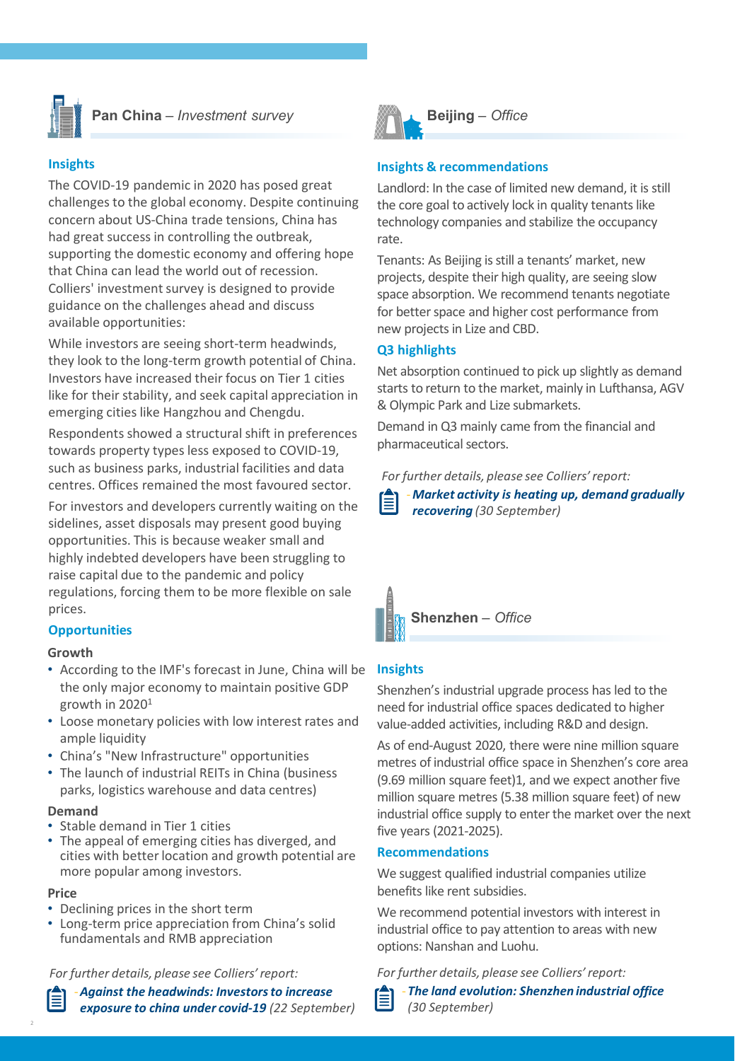## Pan China – *Investment survey*

### Insights

The COVID-19 pandemic in 2020 has posed great challenges to the global economy. Despite continuing concern about US-China trade tensions, China has had great success in controlling the outbreak, supporting the domestic economy and offering hope that China can lead the world out of recession. Colliers' investment survey is designed to provide guidance on the challenges ahead and discuss available opportunities:

While investors are seeing short-term headwinds, they look to the long-term growth potential of China. Investors have increased their focus on Tier 1 cities like for their stability, and seek capital appreciation in emerging cities like Hangzhou and Chengdu.

Respondents showed a structural shift in preferences towards property types less exposed to COVID-19, such as business parks, industrial facilities and data centres. Offices remained the most favoured sector.

For investors and developers currently waiting on the sidelines, asset disposals may present good buying opportunities. This is because weaker small and highly indebted developers have been struggling to raise capital due to the pandemic and policy regulations, forcing them to be more flexible on sale prices.

### Opportunities

**Growth**

- According to the IMF's forecast in June, China will be the only major economy to maintain positive GDP growth in 2020[1]
- Loose monetary policies with low interest rates and ample liquidity
- China's "New Infrastructure" opportunities
- The launch of industrial REITs in China (business parks, logistics warehouse and data centres)

**Demand**

- Stable demand in Tier 1 cities
- The appeal of emerging cities has diverged, and cities with better location and growth potential are more popular among investors.

**Price**

- Declining prices in the short term
- Long-term price appreciation from China's solid fundamentals and RMB appreciation

*For further details, please see Colliers' report:*

- ***Against the headwinds: Investors to increase exposure to china under covid-19*** *(22 September)*

## Beijing – *Office*

### Insights & recommendations

Landlord: In the case of limited new demand, it is still the core goal to actively lock in quality tenants like technology companies and stabilize the occupancy rate.

Tenants: As Beijing is still a tenants' market, new projects, despite their high quality, are seeing slow space absorption. We recommend tenants negotiate for better space and higher cost performance from new projects in Lize and CBD.

### Q3 highlights

Net absorption continued to pick up slightly as demand starts to return to the market, mainly in Lufthansa, AGV & Olympic Park and Lize submarkets.

Demand in Q3 mainly came from the financial and pharmaceutical sectors.

*For further details, please see Colliers' report:*

- ***Market activity is heating up, demand gradually recovering*** *(30 September)*

## Shenzhen – *Office*

### Insights

Shenzhen's industrial upgrade process has led to the need for industrial office spaces dedicated to higher value-added activities, including R&D and design.

As of end-August 2020, there were nine million square metres of industrial office space in Shenzhen's core area (9.69 million square feet)1, and we expect another five million square metres (5.38 million square feet) of new industrial office supply to enter the market over the next five years (2021-2025).

### Recommendations

We suggest qualified industrial companies utilize benefits like rent subsidies.

We recommend potential investors with interest in industrial office to pay attention to areas with new options: Nanshan and Luohu.

*For further details, please see Colliers' report:*

- ***The land evolution: Shenzhen industrial office*** *(30 September)*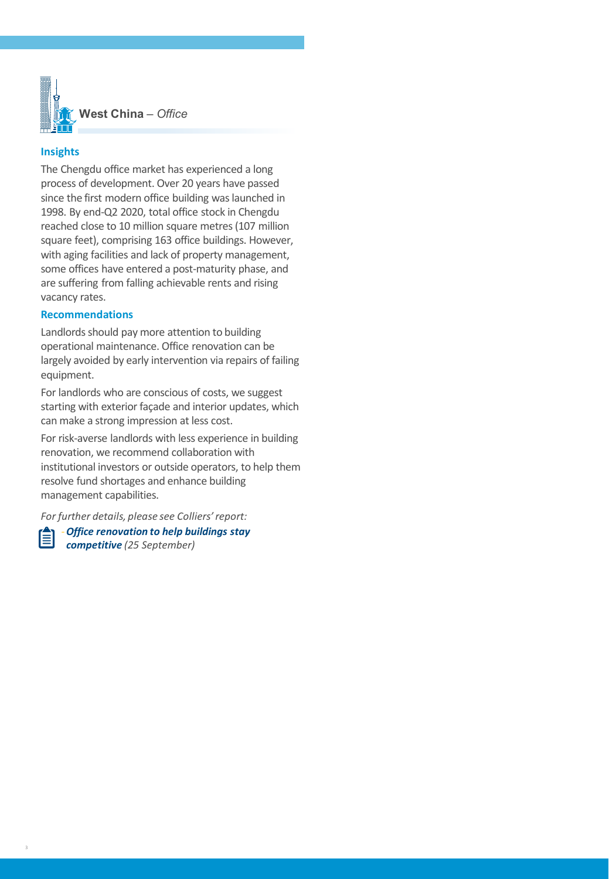## West China – *Office*

### Insights

The Chengdu office market has experienced a long process of development. Over 20 years have passed since the first modern office building was launched in 1998. By end-Q2 2020, total office stock in Chengdu reached close to 10 million square metres (107 million square feet), comprising 163 office buildings. However, with aging facilities and lack of property management, some offices have entered a post-maturity phase, and are suffering from falling achievable rents and rising vacancy rates.

### Recommendations

Landlords should pay more attention to building operational maintenance. Office renovation can be largely avoided by early intervention via repairs of failing equipment.

For landlords who are conscious of costs, we suggest starting with exterior façade and interior updates, which can make a strong impression at less cost.

For risk-averse landlords with less experience in building renovation, we recommend collaboration with institutional investors or outside operators, to help them resolve fund shortages and enhance building management capabilities.

*For further details, please see Colliers' report:*

- ***Office renovation to help buildings stay competitive*** *(25 September)*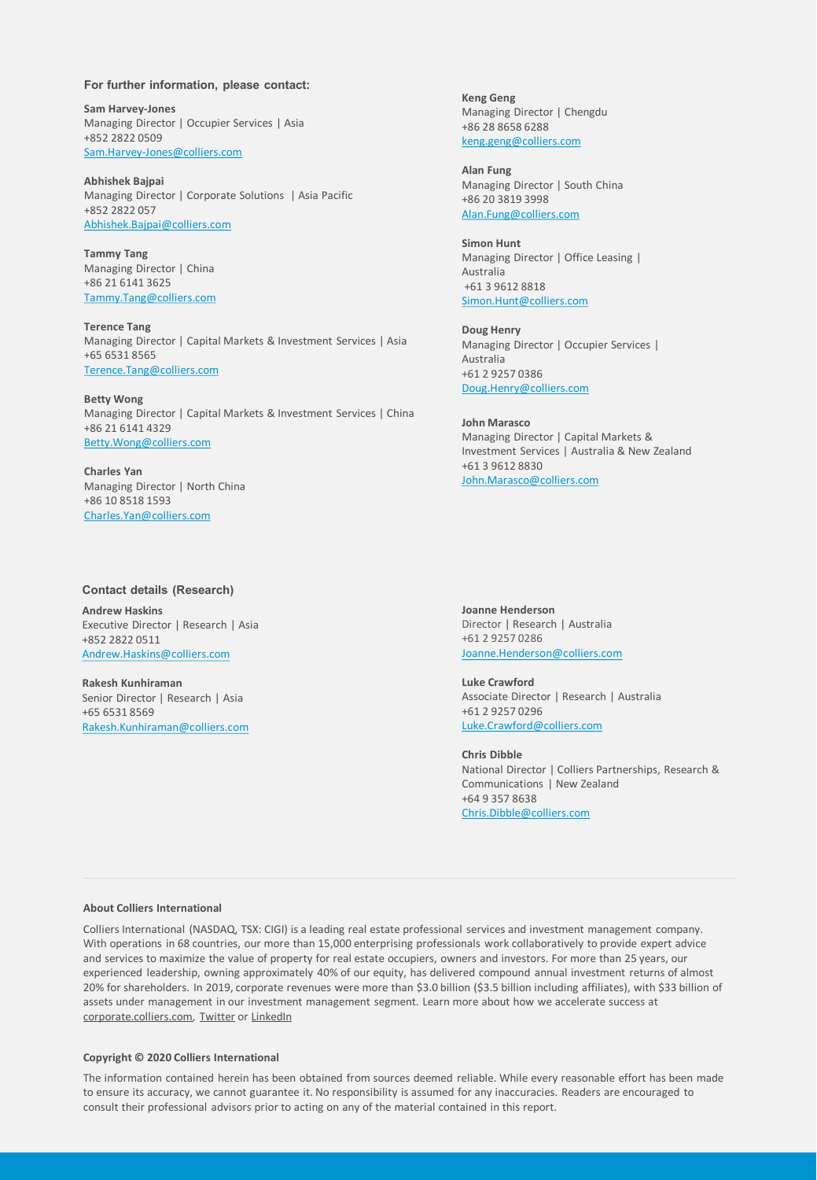### For further information, please contact:

**Sam Harvey-Jones**
Managing Director | Occupier Services | Asia
+852 2822 0509
Sam.Harvey-Jones@colliers.com

**Abhishek Bajpai**
Managing Director | Corporate Solutions | Asia Pacific
+852 2822 057
Abhishek.Bajpai@colliers.com

**Tammy Tang**
Managing Director | China
+86 21 6141 3625
Tammy.Tang@colliers.com

**Terence Tang**
Managing Director | Capital Markets & Investment Services | Asia
+65 6531 8565
Terence.Tang@colliers.com

**Betty Wong**
Managing Director | Capital Markets & Investment Services | China
+86 21 6141 4329
Betty.Wong@colliers.com

**Charles Yan**
Managing Director | North China
+86 10 8518 1593
Charles.Yan@colliers.com

**Keng Geng**
Managing Director | Chengdu
+86 28 8658 6288
keng.geng@colliers.com

**Alan Fung**
Managing Director | South China
+86 20 3819 3998
Alan.Fung@colliers.com

**Simon Hunt**
Managing Director | Office Leasing | Australia
+61 3 9612 8818
Simon.Hunt@colliers.com

**Doug Henry**
Managing Director | Occupier Services | Australia
+61 2 9257 0386
Doug.Henry@colliers.com

**John Marasco**
Managing Director | Capital Markets & Investment Services | Australia & New Zealand
+61 3 9612 8830
John.Marasco@colliers.com

### Contact details (Research)

**Andrew Haskins**
Executive Director | Research | Asia
+852 2822 0511
Andrew.Haskins@colliers.com

**Rakesh Kunhiraman**
Senior Director | Research | Asia
+65 6531 8569
Rakesh.Kunhiraman@colliers.com

**Joanne Henderson**
Director | Research | Australia
+61 2 9257 0286
Joanne.Henderson@colliers.com

**Luke Crawford**
Associate Director | Research | Australia
+61 2 9257 0296
Luke.Crawford@colliers.com

**Chris Dibble**
National Director | Colliers Partnerships, Research & Communications | New Zealand
+64 9 357 8638
Chris.Dibble@colliers.com

---

**About Colliers International**

Colliers International (NASDAQ, TSX: CIGI) is a leading real estate professional services and investment management company. With operations in 68 countries, our more than 15,000 enterprising professionals work collaboratively to provide expert advice and services to maximize the value of property for real estate occupiers, owners and investors. For more than 25 years, our experienced leadership, owning approximately 40% of our equity, has delivered compound annual investment returns of almost 20% for shareholders. In 2019, corporate revenues were more than $3.0 billion ($3.5 billion including affiliates), with $33 billion of assets under management in our investment management segment. Learn more about how we accelerate success at corporate.colliers.com, Twitter or LinkedIn

**Copyright © 2020 Colliers International**

The information contained herein has been obtained from sources deemed reliable. While every reasonable effort has been made to ensure its accuracy, we cannot guarantee it. No responsibility is assumed for any inaccuracies. Readers are encouraged to consult their professional advisors prior to acting on any of the material contained in this report.